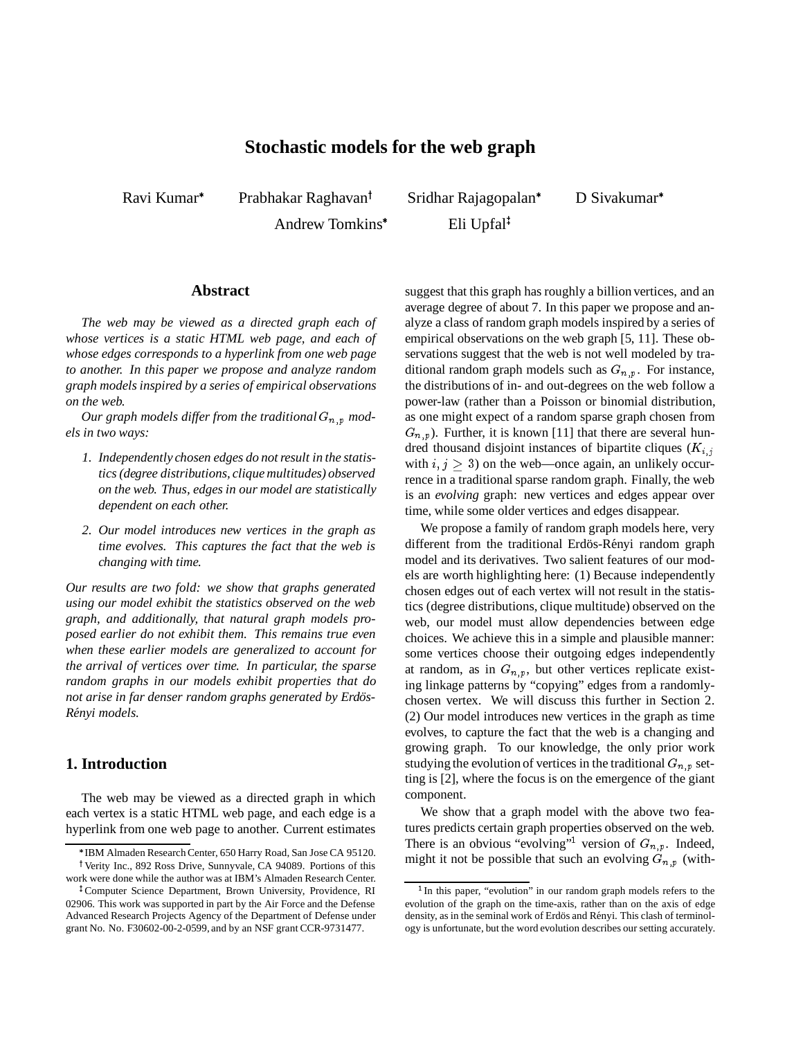# Stochastic models for the web graph

Ravi Kumar[*] Prabhakar Raghavan[†] Sridhar Rajagopalan[*] D Sivakumar[*]

Andrew Tomkins[*] Eli Upfal[‡]

## Abstract

*The web may be viewed as a directed graph each of whose vertices is a static HTML web page, and each of whose edges corresponds to a hyperlink from one web page to another. In this paper we propose and analyze random graph models inspired by a series of empirical observations on the web.*

*Our graph models differ from the traditional $G_{n,p}$ models in two ways:*

1. *Independently chosen edges do not result in the statistics (degree distributions, clique multitudes) observed on the web. Thus, edges in our model are statistically dependent on each other.*
2. *Our model introduces new vertices in the graph as time evolves. This captures the fact that the web is changing with time.*

*Our results are two fold: we show that graphs generated using our model exhibit the statistics observed on the web graph, and additionally, that natural graph models proposed earlier do not exhibit them. This remains true even when these earlier models are generalized to account for the arrival of vertices over time. In particular, the sparse random graphs in our models exhibit properties that do not arise in far denser random graphs generated by Erdös-Rényi models.*

## 1. Introduction

The web may be viewed as a directed graph in which each vertex is a static HTML web page, and each edge is a hyperlink from one web page to another. Current estimates suggest that this graph has roughly a billion vertices, and an average degree of about 7. In this paper we propose and analyze a class of random graph models inspired by a series of empirical observations on the web graph [5, 11]. These observations suggest that the web is not well modeled by traditional random graph models such as $G_{n,p}$. For instance, the distributions of in- and out-degrees on the web follow a power-law (rather than a Poisson or binomial distribution, as one might expect of a random sparse graph chosen from $G_{n,p}$). Further, it is known [11] that there are several hundred thousand disjoint instances of bipartite cliques ($K_{i,j}$ with $i, j \geq 3$) on the web—once again, an unlikely occurrence in a traditional sparse random graph. Finally, the web is an *evolving* graph: new vertices and edges appear over time, while some older vertices and edges disappear.

We propose a family of random graph models here, very different from the traditional Erdös-Rényi random graph model and its derivatives. Two salient features of our models are worth highlighting here: (1) Because independently chosen edges out of each vertex will not result in the statistics (degree distributions, clique multitude) observed on the web, our model must allow dependencies between edge choices. We achieve this in a simple and plausible manner: some vertices choose their outgoing edges independently at random, as in $G_{n,p}$, but other vertices replicate existing linkage patterns by "copying" edges from a randomly-chosen vertex. We will discuss this further in Section 2. (2) Our model introduces new vertices in the graph as time evolves, to capture the fact that the web is a changing and growing graph. To our knowledge, the only prior work studying the evolution of vertices in the traditional $G_{n,p}$ setting is [2], where the focus is on the emergence of the giant component.

We show that a graph model with the above two features predicts certain graph properties observed on the web. There is an obvious "evolving"[1] version of $G_{n,p}$. Indeed, might it not be possible that such an evolving $G_{n,p}$ (with-

---

[*] IBM Almaden Research Center, 650 Harry Road, San Jose CA 95120.

[†] Verity Inc., 892 Ross Drive, Sunnyvale, CA 94089. Portions of this work were done while the author was at IBM's Almaden Research Center.

[‡] Computer Science Department, Brown University, Providence, RI 02906. This work was supported in part by the Air Force and the Defense Advanced Research Projects Agency of the Department of Defense under grant No. No. F30602-00-2-0599, and by an NSF grant CCR-9731477.

[1] In this paper, "evolution" in our random graph models refers to the evolution of the graph on the time-axis, rather than on the axis of edge density, as in the seminal work of Erdös and Rényi. This clash of terminology is unfortunate, but the word evolution describes our setting accurately.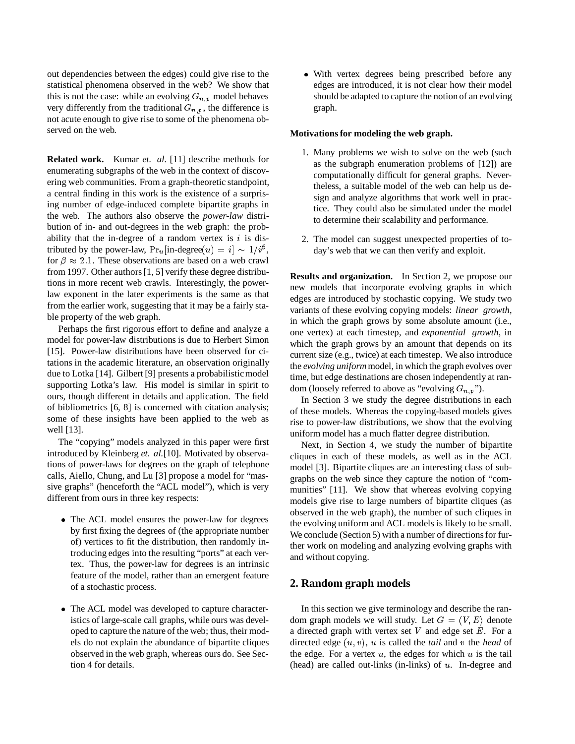out dependencies between the edges) could give rise to the statistical phenomena observed in the web? We show that this is not the case: while an evolving $G_{n,p}$ model behaves very differently from the traditional $G_{n,p}$, the difference is not acute enough to give rise to some of the phenomena observed on the web.

**Related work.** Kumar *et. al.* [11] describe methods for enumerating subgraphs of the web in the context of discovering web communities. From a graph-theoretic standpoint, a central finding in this work is the existence of a surprising number of edge-induced complete bipartite graphs in the web. The authors also observe the *power-law* distribution of in- and out-degrees in the web graph: the probability that the in-degree of a random vertex is $i$ is distributed by the power-law, $\Pr_u[\text{in-degree}(u) = i] \sim 1/i^{\beta}$, for $\beta \approx 2.1$. These observations are based on a web crawl from 1997. Other authors [1, 5] verify these degree distributions in more recent web crawls. Interestingly, the power-law exponent in the later experiments is the same as that from the earlier work, suggesting that it may be a fairly stable property of the web graph.

Perhaps the first rigorous effort to define and analyze a model for power-law distributions is due to Herbert Simon [15]. Power-law distributions have been observed for citations in the academic literature, an observation originally due to Lotka [14]. Gilbert [9] presents a probabilistic model supporting Lotka's law. His model is similar in spirit to ours, though different in details and application. The field of bibliometrics [6, 8] is concerned with citation analysis; some of these insights have been applied to the web as well [13].

The "copying" models analyzed in this paper were first introduced by Kleinberg *et. al.*[10]. Motivated by observations of power-laws for degrees on the graph of telephone calls, Aiello, Chung, and Lu [3] propose a model for "massive graphs" (henceforth the "ACL model"), which is very different from ours in three key respects:

- The ACL model ensures the power-law for degrees by first fixing the degrees of (the appropriate number of) vertices to fit the distribution, then randomly introducing edges into the resulting "ports" at each vertex. Thus, the power-law for degrees is an intrinsic feature of the model, rather than an emergent feature of a stochastic process.
- The ACL model was developed to capture characteristics of large-scale call graphs, while ours was developed to capture the nature of the web; thus, their models do not explain the abundance of bipartite cliques observed in the web graph, whereas ours do. See Section 4 for details.
- With vertex degrees being prescribed before any edges are introduced, it is not clear how their model should be adapted to capture the notion of an evolving graph.

**Motivations for modeling the web graph.**

1. Many problems we wish to solve on the web (such as the subgraph enumeration problems of [12]) are computationally difficult for general graphs. Nevertheless, a suitable model of the web can help us design and analyze algorithms that work well in practice. They could also be simulated under the model to determine their scalability and performance.
2. The model can suggest unexpected properties of today's web that we can then verify and exploit.

**Results and organization.** In Section 2, we propose our new models that incorporate evolving graphs in which edges are introduced by stochastic copying. We study two variants of these evolving copying models: *linear growth*, in which the graph grows by some absolute amount (i.e., one vertex) at each timestep, and *exponential growth*, in which the graph grows by an amount that depends on its current size (e.g., twice) at each timestep. We also introduce the *evolving uniform* model, in which the graph evolves over time, but edge destinations are chosen independently at random (loosely referred to above as "evolving $G_{n,p}$").

In Section 3 we study the degree distributions in each of these models. Whereas the copying-based models gives rise to power-law distributions, we show that the evolving uniform model has a much flatter degree distribution.

Next, in Section 4, we study the number of bipartite cliques in each of these models, as well as in the ACL model [3]. Bipartite cliques are an interesting class of subgraphs on the web since they capture the notion of "communities" [11]. We show that whereas evolving copying models give rise to large numbers of bipartite cliques (as observed in the web graph), the number of such cliques in the evolving uniform and ACL models is likely to be small. We conclude (Section 5) with a number of directions for further work on modeling and analyzing evolving graphs with and without copying.

## 2. Random graph models

In this section we give terminology and describe the random graph models we will study. Let $G = \langle V, E \rangle$ denote a directed graph with vertex set $V$ and edge set $E$. For a directed edge $(u, v)$, $u$ is called the *tail* and $v$ the *head* of the edge. For a vertex $u$, the edges for which $u$ is the tail (head) are called out-links (in-links) of $u$. In-degree and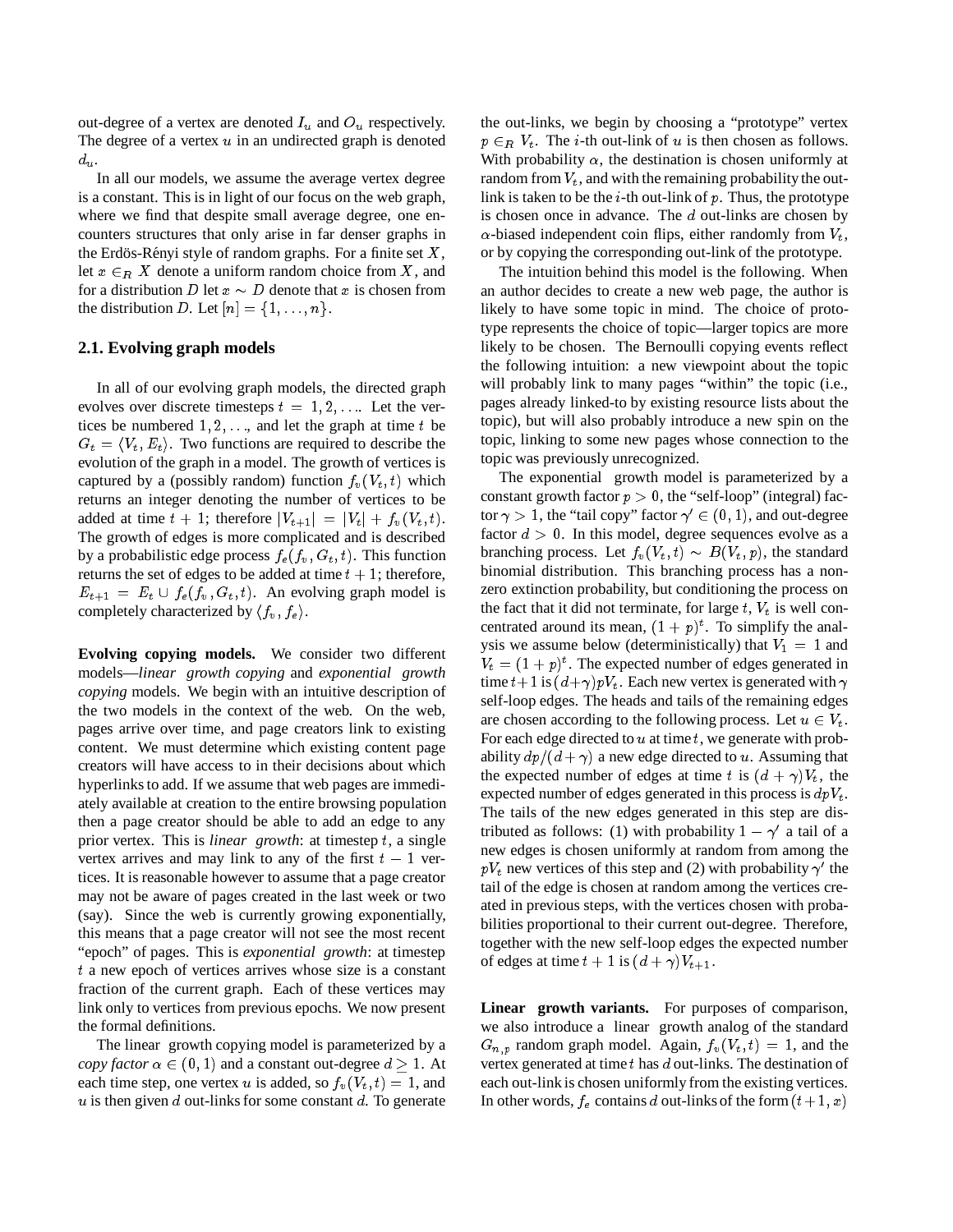out-degree of a vertex are denoted $I_u$ and $O_u$ respectively. The degree of a vertex $u$ in an undirected graph is denoted $d_u$.

In all our models, we assume the average vertex degree is a constant. This is in light of our focus on the web graph, where we find that despite small average degree, one encounters structures that only arise in far denser graphs in the Erdös-Rényi style of random graphs. For a finite set $X$, let $x \in_R X$ denote a uniform random choice from $X$, and for a distribution $D$ let $x \sim D$ denote that $x$ is chosen from the distribution $D$. Let $[n] = \{1, \ldots, n\}$.

### 2.1. Evolving graph models

In all of our evolving graph models, the directed graph evolves over discrete timesteps $t = 1, 2, \ldots$. Let the vertices be numbered $1, 2, \ldots$, and let the graph at time $t$ be $G_t = \langle V_t, E_t \rangle$. Two functions are required to describe the evolution of the graph in a model. The growth of vertices is captured by a (possibly random) function $f_v(V_t, t)$ which returns an integer denoting the number of vertices to be added at time $t+1$; therefore $|V_{t+1}| = |V_t| + f_v(V_t, t)$. The growth of edges is more complicated and is described by a probabilistic edge process $f_e(f_v, G_t, t)$. This function returns the set of edges to be added at time $t+1$; therefore, $E_{t+1} = E_t \cup f_e(f_v, G_t, t)$. An evolving graph model is completely characterized by $\langle f_v, f_e \rangle$.

**Evolving copying models.** We consider two different models—*linear growth copying* and *exponential growth copying* models. We begin with an intuitive description of the two models in the context of the web. On the web, pages arrive over time, and page creators link to existing content. We must determine which existing content page creators will have access to in their decisions about which hyperlinks to add. If we assume that web pages are immediately available at creation to the entire browsing population then a page creator should be able to add an edge to any prior vertex. This is *linear growth*: at timestep $t$, a single vertex arrives and may link to any of the first $t-1$ vertices. It is reasonable however to assume that a page creator may not be aware of pages created in the last week or two (say). Since the web is currently growing exponentially, this means that a page creator will not see the most recent "epoch" of pages. This is *exponential growth*: at timestep $t$ a new epoch of vertices arrives whose size is a constant fraction of the current graph. Each of these vertices may link only to vertices from previous epochs. We now present the formal definitions.

The linear growth copying model is parameterized by a *copy factor* $\alpha \in (0, 1)$ and a constant out-degree $d \geq 1$. At each time step, one vertex $u$ is added, so $f_v(V_t, t) = 1$, and $u$ is then given $d$ out-links for some constant $d$. To generate the out-links, we begin by choosing a "prototype" vertex $p \in_R V_t$. The $i$-th out-link of $u$ is then chosen as follows. With probability $\alpha$, the destination is chosen uniformly at random from $V_t$, and with the remaining probability the out-link is taken to be the $i$-th out-link of $p$. Thus, the prototype is chosen once in advance. The $d$ out-links are chosen by $\alpha$-biased independent coin flips, either randomly from $V_t$, or by copying the corresponding out-link of the prototype.

The intuition behind this model is the following. When an author decides to create a new web page, the author is likely to have some topic in mind. The choice of prototype represents the choice of topic—larger topics are more likely to be chosen. The Bernoulli copying events reflect the following intuition: a new viewpoint about the topic will probably link to many pages "within" the topic (i.e., pages already linked-to by existing resource lists about the topic), but will also probably introduce a new spin on the topic, linking to some new pages whose connection to the topic was previously unrecognized.

The exponential growth model is parameterized by a constant growth factor $p > 0$, the "self-loop" (integral) factor $\gamma > 1$, the "tail copy" factor $\gamma' \in (0, 1)$, and out-degree factor $d > 0$. In this model, degree sequences evolve as a branching process. Let $f_v(V_t, t) \sim B(V_t, p)$, the standard binomial distribution. This branching process has a non-zero extinction probability, but conditioning the process on the fact that it did not terminate, for large $t$, $V_t$ is well concentrated around its mean, $(1+p)^t$. To simplify the analysis we assume below (deterministically) that $V_1 = 1$ and $V_t = (1+p)^t$. The expected number of edges generated in time $t+1$ is $(d+\gamma)pV_t$. Each new vertex is generated with $\gamma$ self-loop edges. The heads and tails of the remaining edges are chosen according to the following process. Let $u \in V_t$. For each edge directed to $u$ at time $t$, we generate with probability $dp/(d+\gamma)$ a new edge directed to $u$. Assuming that the expected number of edges at time $t$ is $(d+\gamma)V_t$, the expected number of edges generated in this process is $dpV_t$. The tails of the new edges generated in this step are distributed as follows: (1) with probability $1-\gamma'$ a tail of a new edges is chosen uniformly at random from among the $pV_t$ new vertices of this step and (2) with probability $\gamma'$ the tail of the edge is chosen at random among the vertices created in previous steps, with the vertices chosen with probabilities proportional to their current out-degree. Therefore, together with the new self-loop edges the expected number of edges at time $t+1$ is $(d+\gamma)V_{t+1}$.

**Linear growth variants.** For purposes of comparison, we also introduce a linear growth analog of the standard $G_{n,p}$ random graph model. Again, $f_v(V_t, t) = 1$, and the vertex generated at time $t$ has $d$ out-links. The destination of each out-link is chosen uniformly from the existing vertices. In other words, $f_e$ contains $d$ out-links of the form $(t+1, x)$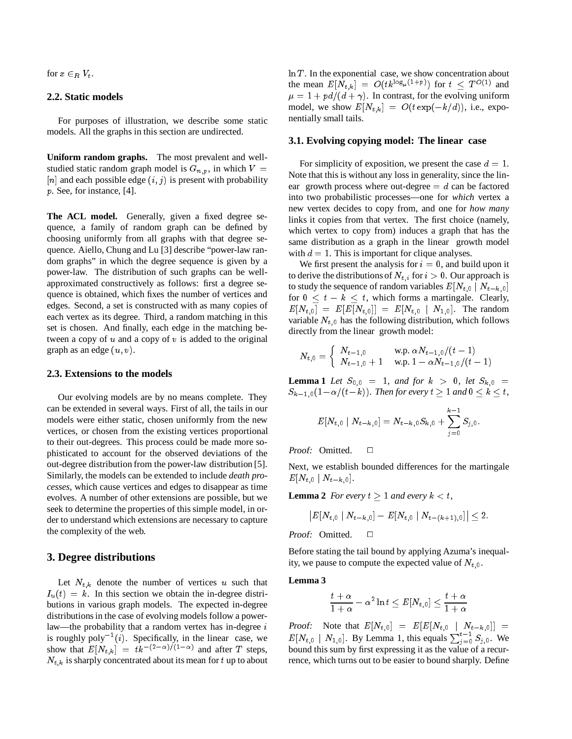for $x \in_R V_t$.

### 2.2. Static models

For purposes of illustration, we describe some static models. All the graphs in this section are undirected.

**Uniform random graphs.** The most prevalent and well-studied static random graph model is $G_{n,p}$, in which $V = [n]$ and each possible edge $(i, j)$ is present with probability $p$. See, for instance, [4].

**The ACL model.** Generally, given a fixed degree sequence, a family of random graph can be defined by choosing uniformly from all graphs with that degree sequence. Aiello, Chung and Lu [3] describe "power-law random graphs" in which the degree sequence is given by a power-law. The distribution of such graphs can be well-approximated constructively as follows: first a degree sequence is obtained, which fixes the number of vertices and edges. Second, a set is constructed with as many copies of each vertex as its degree. Third, a random matching in this set is chosen. And finally, each edge in the matching between a copy of $u$ and a copy of $v$ is added to the original graph as an edge $(u, v)$.

### 2.3. Extensions to the models

Our evolving models are by no means complete. They can be extended in several ways. First of all, the tails in our models were either static, chosen uniformly from the new vertices, or chosen from the existing vertices proportional to their out-degrees. This process could be made more sophisticated to account for the observed deviations of the out-degree distribution from the power-law distribution [5]. Similarly, the models can be extended to include *death processes*, which cause vertices and edges to disappear as time evolves. A number of other extensions are possible, but we seek to determine the properties of this simple model, in order to understand which extensions are necessary to capture the complexity of the web.

## 3. Degree distributions

Let $N_{t,k}$ denote the number of vertices $u$ such that $I_u(t) = k$. In this section we obtain the in-degree distributions in various graph models. The expected in-degree distributions in the case of evolving models follow a power-law—the probability that a random vertex has in-degree $i$ is roughly $\text{poly}^{-1}(i)$. Specifically, in the linear case, we show that $E[N_{t,k}] = tk^{-(2-\alpha)/(1-\alpha)}$ and after $T$ steps, $N_{t,k}$ is sharply concentrated about its mean for $t$ up to about $\ln T$. In the exponential case, we show concentration about the mean $E[N_{t,k}] = O(tk^{\log_\mu(1+p)})$ for $t \le T^{O(1)}$ and $\mu = 1 + pd/(d + \gamma)$. In contrast, for the evolving uniform model, we show $E[N_{t,k}] = O(t \exp(-k/d))$, i.e., exponentially small tails.

### 3.1. Evolving copying model: The linear case

For simplicity of exposition, we present the case $d = 1$. Note that this is without any loss in generality, since the linear growth process where out-degree $= d$ can be factored into two probabilistic processes—one for *which* vertex a new vertex decides to copy from, and one for *how many* links it copies from that vertex. The first choice (namely, which vertex to copy from) induces a graph that has the same distribution as a graph in the linear growth model with $d = 1$. This is important for clique analyses.

We first present the analysis for $i = 0$, and build upon it to derive the distributions of $N_{t,i}$ for $i > 0$. Our approach is to study the sequence of random variables $E[N_{t,0} \mid N_{t-k,0}]$ for $0 \le t - k \le t$, which forms a martingale. Clearly, $E[N_{t,0}] = E[E[N_{t,0}]] = E[N_{t,0} \mid N_{1,0}]$. The random variable $N_{t,0}$ has the following distribution, which follows directly from the linear growth model:

$$N_{t,0} = \begin{cases} N_{t-1,0} & \text{w.p. } \alpha N_{t-1,0}/(t-1) \\ N_{t-1,0} + 1 & \text{w.p. } 1 - \alpha N_{t-1,0}/(t-1) \end{cases}$$

**Lemma 1** *Let $S_{0,0} = 1$, and for $k > 0$, let $S_{k,0} = S_{k-1,0}(1 - \alpha/(t-k))$. Then for every $t \ge 1$ and $0 \le k \le t$,*

$$E[N_{t,0} \mid N_{t-k,0}] = N_{t-k,0} S_{k,0} + \sum_{j=0}^{k-1} S_{j,0}.$$

*Proof:* Omitted. □

Next, we establish bounded differences for the martingale $E[N_{t,0} \mid N_{t-k,0}]$.

**Lemma 2** *For every $t \ge 1$ and every $k < t$,*

$$\left| E[N_{t,0} \mid N_{t-k,0}] - E[N_{t,0} \mid N_{t-(k+1),0}] \right| \le 2.$$

*Proof:* Omitted. □

Before stating the tail bound by applying Azuma's inequality, we pause to compute the expected value of $N_{t,0}$.

**Lemma 3**

$$\frac{t + \alpha}{1 + \alpha} - \alpha^2 \ln t \le E[N_{t,0}] \le \frac{t + \alpha}{1 + \alpha}$$

*Proof:* Note that $E[N_{t,0}] = E[E[N_{t,0} \mid N_{t-k,0}]] = E[N_{t,0} \mid N_{1,0}]$. By Lemma 1, this equals $\sum_{j=0}^{t-1} S_{j,0}$. We bound this sum by first expressing it as the value of a recurrence, which turns out to be easier to bound sharply. Define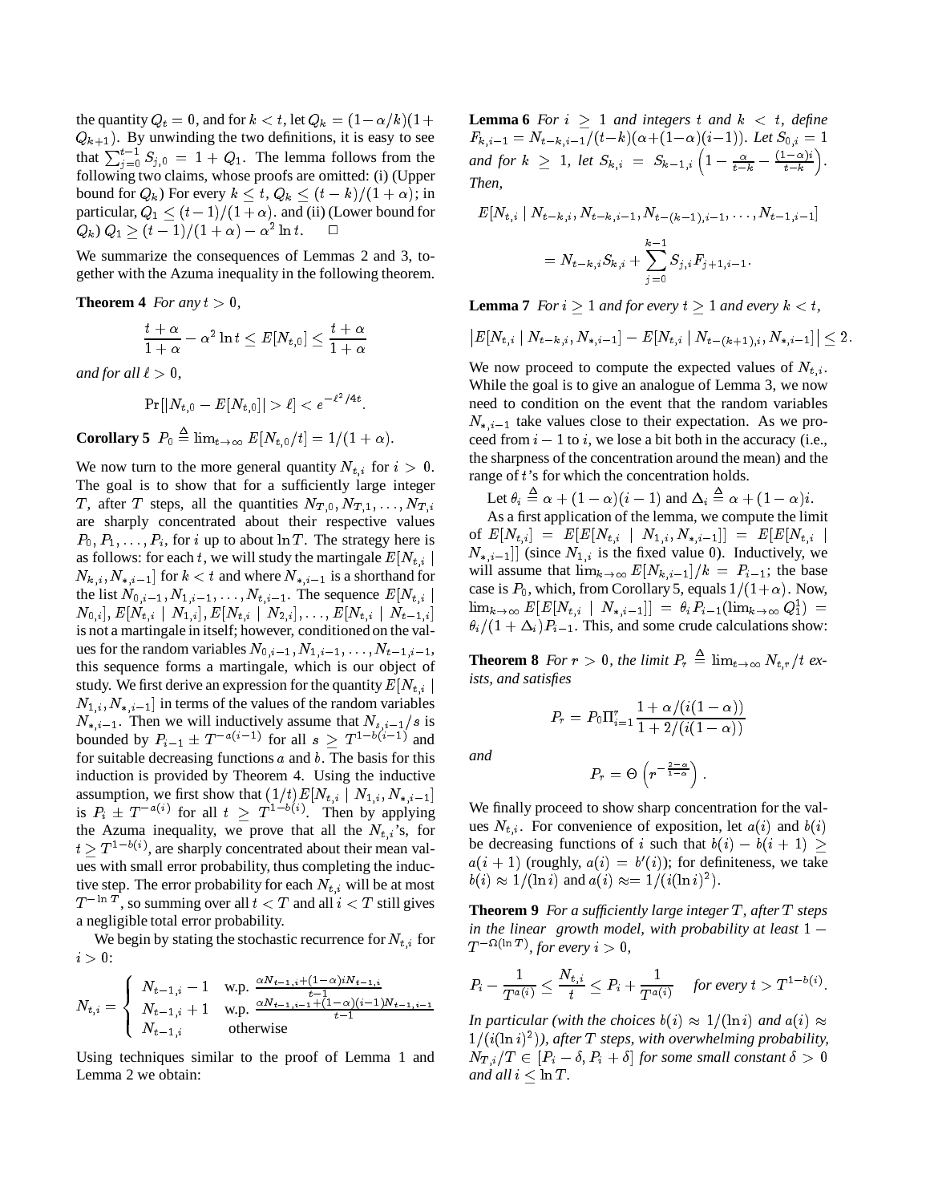the quantity $Q_t = 0$, and for $k < t$, let $Q_k = (1-\alpha/k)(1+Q_{k+1})$. By unwinding the two definitions, it is easy to see that $\sum_{j=0}^{t-1} S_{j,0} = 1 + Q_1$. The lemma follows from the following two claims, whose proofs are omitted: (i) (Upper bound for $Q_k$) For every $k \le t$, $Q_k \le (t-k)/(1+\alpha)$; in particular, $Q_1 \le (t-1)/(1+\alpha)$. and (ii) (Lower bound for $Q_k$) $Q_1 \ge (t-1)/(1+\alpha) - \alpha^2 \ln t$. $\square$

We summarize the consequences of Lemmas 2 and 3, together with the Azuma inequality in the following theorem.

**Theorem 4** *For any $t > 0$,*

$$\frac{t+\alpha}{1+\alpha} - \alpha^2 \ln t \le E[N_{t,0}] \le \frac{t+\alpha}{1+\alpha}$$

*and for all $\ell > 0$,*

$$\Pr[|N_{t,0} - E[N_{t,0}]| > \ell] < e^{-\ell^2/4t}.$$

**Corollary 5** $P_0 \triangleq \lim_{t\to\infty} E[N_{t,0}/t] = 1/(1+\alpha)$.

We now turn to the more general quantity $N_{t,i}$ for $i > 0$. The goal is to show that for a sufficiently large integer $T$, after $T$ steps, all the quantities $N_{T,0}, N_{T,1}, \ldots, N_{T,i}$ are sharply concentrated about their respective values $P_0, P_1, \ldots, P_i$, for $i$ up to about $\ln T$. The strategy here is as follows: for each $t$, we will study the martingale $E[N_{t,i} \mid N_{k,i}, N_{*,i-1}]$ for $k < t$ and where $N_{*,i-1}$ is a shorthand for the list $N_{0,i-1}, N_{1,i-1}, \ldots, N_{t,i-1}$. The sequence $E[N_{t,i} \mid N_{0,i}], E[N_{t,i} \mid N_{1,i}], E[N_{t,i} \mid N_{2,i}], \ldots, E[N_{t,i} \mid N_{t-1,i}]$ is not a martingale in itself; however, conditioned on the values for the random variables $N_{0,i-1}, N_{1,i-1}, \ldots, N_{t-1,i-1}$, this sequence forms a martingale, which is our object of study. We first derive an expression for the quantity $E[N_{t,i} \mid N_{1,i}, N_{*,i-1}]$ in terms of the values of the random variables $N_{*,i-1}$. Then we will inductively assume that $N_{s,i-1}/s$ is bounded by $P_{i-1} \pm T^{-a(i-1)}$ for all $s \ge T^{1-b(i-1)}$ and for suitable decreasing functions $a$ and $b$. The basis for this induction is provided by Theorem 4. Using the inductive assumption, we first show that $(1/t)E[N_{t,i} \mid N_{1,i}, N_{*,i-1}]$ is $P_i \pm T^{-a(i)}$ for all $t \ge T^{1-b(i)}$. Then by applying the Azuma inequality, we prove that all the $N_{t,i}$'s, for $t \ge T^{1-b(i)}$, are sharply concentrated about their mean values with small error probability, thus completing the inductive step. The error probability for each $N_{t,i}$ will be at most $T^{-\ln T}$, so summing over all $t < T$ and all $i < T$ still gives a negligible total error probability.

We begin by stating the stochastic recurrence for $N_{t,i}$ for $i > 0$:

$$N_{t,i} = \begin{cases} N_{t-1,i} - 1 & \text{w.p. } \frac{\alpha N_{t-1,i} + (1-\alpha) i N_{t-1,i}}{t-1} \\ N_{t-1,i} + 1 & \text{w.p. } \frac{\alpha N_{t-1,i-1} + (1-\alpha)(i-1) N_{t-1,i-1}}{t-1} \\ N_{t-1,i} & \text{otherwise} \end{cases}$$

Using techniques similar to the proof of Lemma 1 and Lemma 2 we obtain:

**Lemma 6** *For $i \ge 1$ and integers $t$ and $k < t$, define $F_{k,i-1} = N_{t-k,i-1}/(t-k)(\alpha + (1-\alpha)(i-1))$. Let $S_{0,i} = 1$ and for $k \ge 1$, let $S_{k,i} = S_{k-1,i}\left(1 - \frac{\alpha}{t-k} - \frac{(1-\alpha)i}{t-k}\right)$. Then,*

$$E[N_{t,i} \mid N_{t-k,i}, N_{t-k,i-1}, N_{t-(k-1),i-1}, \ldots, N_{t-1,i-1}]$$

$$= N_{t-k,i} S_{k,i} + \sum_{j=0}^{k-1} S_{j,i} F_{j+1,i-1}.$$

**Lemma 7** *For $i \ge 1$ and for every $t \ge 1$ and every $k < t$,*

$$\left|E[N_{t,i} \mid N_{t-k,i}, N_{*,i-1}] - E[N_{t,i} \mid N_{t-(k+1),i}, N_{*,i-1}]\right| \le 2.$$

We now proceed to compute the expected values of $N_{t,i}$. While the goal is to give an analogue of Lemma 3, we now need to condition on the event that the random variables $N_{*,i-1}$ take values close to their expectation. As we proceed from $i-1$ to $i$, we lose a bit both in the accuracy (i.e., the sharpness of the concentration around the mean) and the range of $t$'s for which the concentration holds.

Let $\theta_i \triangleq \alpha + (1-\alpha)(i-1)$ and $\Delta_i \triangleq \alpha + (1-\alpha)i$.

As a first application of the lemma, we compute the limit of $E[N_{t,i}] = E[E[N_{t,i} \mid N_{1,i}, N_{*,i-1}]] = E[E[N_{t,i} \mid N_{*,i-1}]]$ (since $N_{1,i}$ is the fixed value 0). Inductively, we will assume that $\lim_{k\to\infty} E[N_{k,i-1}]/k = P_{i-1}$; the base case is $P_0$, which, from Corollary 5, equals $1/(1+\alpha)$. Now, $\lim_{k\to\infty} E[E[N_{t,i} \mid N_{*,i-1}]] = \theta_i P_{i-1}(\lim_{k\to\infty} Q_1^i) = \theta_i/(1+\Delta_i)P_{i-1}$. This, and some crude calculations show:

**Theorem 8** *For $r > 0$, the limit $P_r \triangleq \lim_{t\to\infty} N_{t,r}/t$ exists, and satisfies*

$$P_r = P_0 \Pi_{i=1}^r \frac{1 + \alpha/(i(1-\alpha))}{1 + 2/(i(1-\alpha))}$$

*and*

$$P_r = \Theta\left(r^{-\frac{2-\alpha}{1-\alpha}}\right).$$

We finally proceed to show sharp concentration for the values $N_{t,i}$. For convenience of exposition, let $a(i)$ and $b(i)$ be decreasing functions of $i$ such that $b(i) - b(i+1) \ge a(i+1)$ (roughly, $a(i) = b'(i)$); for definiteness, we take $b(i) \approx 1/(\ln i)$ and $a(i) \approx= 1/(i(\ln i)^2)$.

**Theorem 9** *For a sufficiently large integer $T$, after $T$ steps in the linear growth model, with probability at least $1 - T^{-\Omega(\ln T)}$, for every $i > 0$,*

$$P_i - \frac{1}{T^{a(i)}} \le \frac{N_{t,i}}{t} \le P_i + \frac{1}{T^{a(i)}} \quad \textit{for every } t > T^{1-b(i)}.$$

*In particular (with the choices $b(i) \approx 1/(\ln i)$ and $a(i) \approx 1/(i(\ln i)^2)$), after $T$ steps, with overwhelming probability, $N_{T,i}/T \in [P_i - \delta, P_i + \delta]$ for some small constant $\delta > 0$ and all $i \le \ln T$.*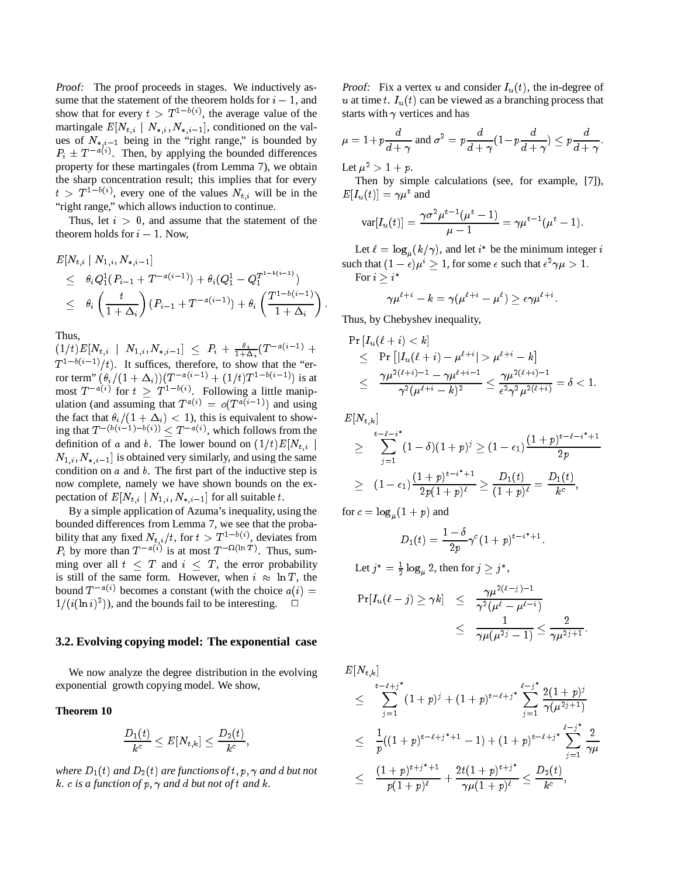*Proof:* The proof proceeds in stages. We inductively assume that the statement of the theorem holds for $i-1$, and show that for every $t > T^{1-b(i)}$, the average value of the martingale $E[N_{t,i} \mid N_{*,i}, N_{*,i-1}]$, conditioned on the values of $N_{*,i-1}$ being in the "right range," is bounded by $P_i \pm T^{-a(i)}$. Then, by applying the bounded differences property for these martingales (from Lemma 7), we obtain the sharp concentration result; this implies that for every $t > T^{1-b(i)}$, every one of the values $N_{t,i}$ will be in the "right range," which allows induction to continue.

Thus, let $i > 0$, and assume that the statement of the theorem holds for $i-1$. Now,

$$
\begin{aligned}
& E[N_{t,i} \mid N_{1,i}, N_{*,i-1}] \\
& \leq \quad \theta_i Q_1^1 (P_{i-1} + T^{-a(i-1)}) + \theta_i (Q_1^1 - Q_1^{T^{1-b(i-1)}}) \\
& \leq \quad \theta_i \left( \frac{t}{1+\Delta_i} \right) (P_{i-1} + T^{-a(i-1)}) + \theta_i \left( \frac{T^{1-b(i-1)}}{1+\Delta_i} \right).
\end{aligned}
$$

Thus, $(1/t)E[N_{t,i} \mid N_{1,i}, N_{*,i-1}] \leq P_i + \frac{\theta_i}{1+\Delta_i}(T^{-a(i-1)} + T^{1-b(i-1)}/t)$. It suffices, therefore, to show that the "error term" $(\theta_i/(1+\Delta_i))(T^{-a(i-1)} + (1/t)T^{1-b(i-1)})$ is at most $T^{-a(i)}$ for $t \geq T^{1-b(i)}$. Following a little manipulation (and assuming that $T^{a(i)} = o(T^{a(i-1)})$ and using the fact that $\theta_i/(1+\Delta_i) < 1$), this is equivalent to showing that $T^{-(b(i-1)-b(i))} \leq T^{-a(i)}$, which follows from the definition of $a$ and $b$. The lower bound on $(1/t)E[N_{t,i} \mid N_{1,i}, N_{*,i-1}]$ is obtained very similarly, and using the same condition on $a$ and $b$. The first part of the inductive step is now complete, namely we have shown bounds on the expectation of $E[N_{t,i} \mid N_{1,i}, N_{*,i-1}]$ for all suitable $t$.

By a simple application of Azuma's inequality, using the bounded differences from Lemma 7, we see that the probability that any fixed $N_{t,i}/t$, for $t > T^{1-b(i)}$, deviates from $P_i$ by more than $T^{-a(i)}$ is at most $T^{-\Omega(\ln T)}$. Thus, summing over all $t \leq T$ and $i \leq T$, the error probability is still of the same form. However, when $i \approx \ln T$, the bound $T^{-a(i)}$ becomes a constant (with the choice $a(i) = 1/(i(\ln i)^2)$), and the bounds fail to be interesting. □

### 3.2. Evolving copying model: The exponential case

We now analyze the degree distribution in the evolving exponential growth copying model. We show,

**Theorem 10**

$$
\frac{D_1(t)}{k^c} \leq E[N_{t,k}] \leq \frac{D_2(t)}{k^c},
$$

*where $D_1(t)$ and $D_2(t)$ are functions of $t, p, \gamma$ and $d$ but not $k$. $c$ is a function of $p, \gamma$ and $d$ but not of $t$ and $k$.*

*Proof:* Fix a vertex $u$ and consider $I_u(t)$, the in-degree of $u$ at time $t$. $I_u(t)$ can be viewed as a branching process that starts with $\gamma$ vertices and has

$$
\mu = 1 + p\frac{d}{d+\gamma} \text{ and } \sigma^2 = p\frac{d}{d+\gamma}(1 - p\frac{d}{d+\gamma}) \leq p\frac{d}{d+\gamma}.
$$

Let $\mu^2 > 1+p$.

Then by simple calculations (see, for example, [7]), $E[I_u(t)] = \gamma\mu^t$ and

$$
\text{var}[I_u(t)] = \frac{\gamma\sigma^2\mu^{t-1}(\mu^t - 1)}{\mu - 1} = \gamma\mu^{t-1}(\mu^t - 1).
$$

Let $\ell = \log_\mu(k/\gamma)$, and let $i^*$ be the minimum integer $i$ such that $(1-\epsilon)\mu^i \geq 1$, for some $\epsilon$ such that $\epsilon^2\gamma\mu > 1$.

For $i \geq i^*$

$$
\gamma\mu^{\ell+i} - k = \gamma(\mu^{\ell+i} - \mu^\ell) \geq \epsilon\gamma\mu^{\ell+i}.
$$

Thus, by Chebyshev inequality,

$$
\begin{aligned}
& \Pr\left[I_u(\ell+i) < k\right] \\
& \leq \quad \Pr\left[|I_u(\ell+i) - \mu^{\ell+i}| > \mu^{\ell+i} - k\right] \\
& \leq \quad \frac{\gamma\mu^{2(\ell+i)-1} - \gamma\mu^{\ell+i-1}}{\gamma^2(\mu^{\ell+i} - k)^2} \leq \frac{\gamma\mu^{2(\ell+i)-1}}{\epsilon^2\gamma^2\mu^{2(\ell+i)}} = \delta < 1.
\end{aligned}
$$

$$
\begin{aligned}
& E[N_{t,k}] \\
& \geq \quad \sum_{j=1}^{t-\ell-i^*} (1-\delta)(1+p)^j \geq (1-\epsilon_1)\frac{(1+p)^{t-\ell-i^*+1}}{2p} \\
& \geq \quad (1-\epsilon_1)\frac{(1+p)^{t-i^*+1}}{2p(1+p)^\ell} \geq \frac{D_1(t)}{(1+p)^\ell} = \frac{D_1(t)}{k^c},
\end{aligned}
$$

for $c = \log_\mu(1+p)$ and

$$
D_1(t) = \frac{1-\delta}{2p}\gamma^c(1+p)^{t-i^*+1}.
$$

Let $j^* = \frac{1}{2}\log_\mu 2$, then for $j \geq j^*$,

$$
\begin{aligned}
\Pr[I_u(\ell-j) \geq \gamma k] & \leq \quad \frac{\gamma\mu^{2(\ell-j)-1}}{\gamma^2(\mu^\ell - \mu^{\ell-i})} \\
& \leq \quad \frac{1}{\gamma\mu(\mu^{2j} - 1)} \leq \frac{2}{\gamma\mu^{2j+1}}.
\end{aligned}
$$

$$
\begin{aligned}
& E[N_{t,k}] \\
& \leq \quad \sum_{j=1}^{t-\ell+j^*} (1+p)^j + (1+p)^{t-\ell+j^*} \sum_{j=1}^{\ell-j^*} \frac{2(1+p)^j}{\gamma(\mu^{2j+1})} \\
& \leq \quad \frac{1}{p}((1+p)^{t-\ell+j^*+1} - 1) + (1+p)^{t-\ell+j^*} \sum_{j=1}^{\ell-j^*} \frac{2}{\gamma\mu} \\
& \leq \quad \frac{(1+p)^{t+j^*+1}}{p(1+p)^\ell} + \frac{2t(1+p)^{t+j^*}}{\gamma\mu(1+p)^\ell} \leq \frac{D_2(t)}{k^c},
\end{aligned}
$$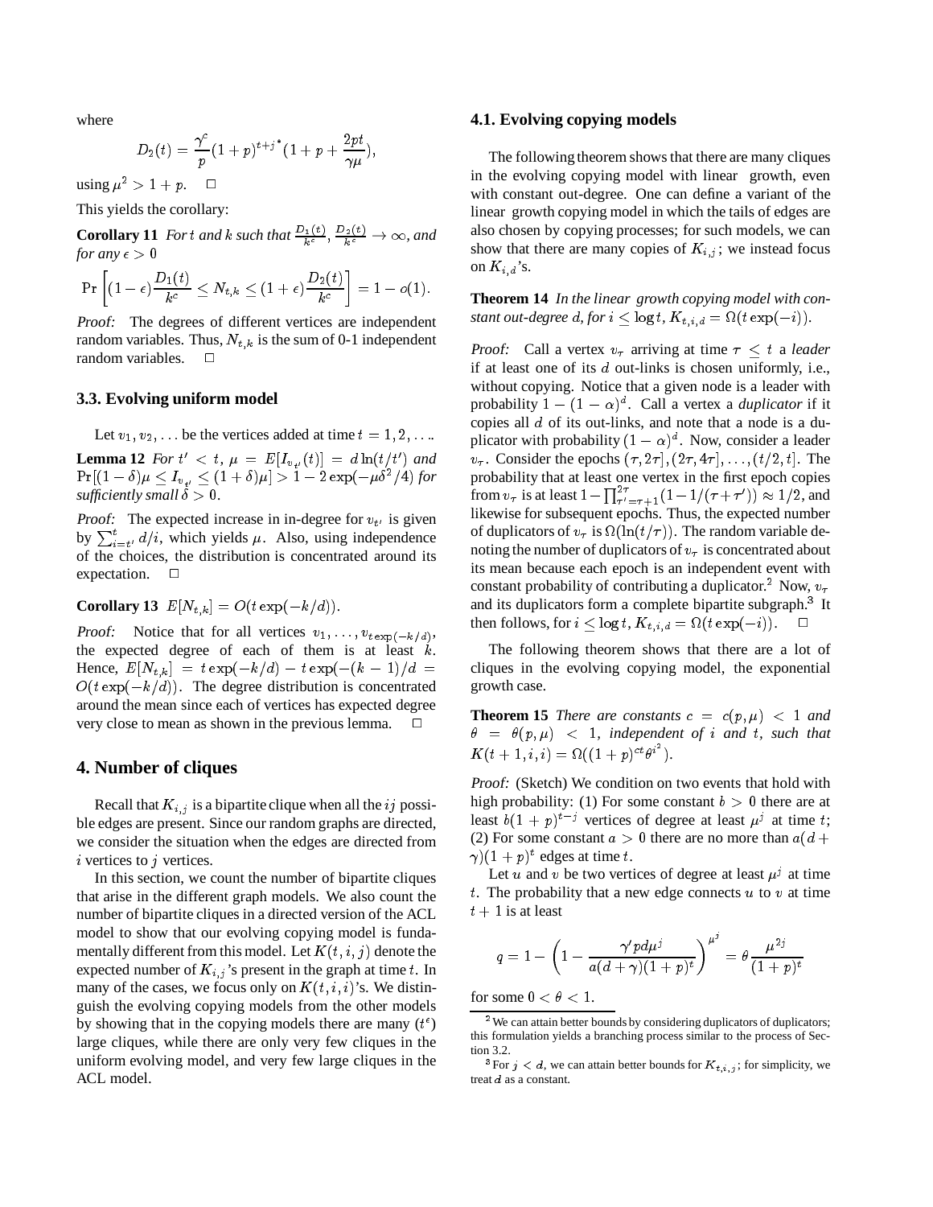where

$$D_2(t) = \frac{\gamma^c}{p}(1+p)^{t+j^*}(1+p+\frac{2pt}{\gamma\mu}),$$

using $\mu^2 > 1+p$. $\square$

This yields the corollary:

**Corollary 11** *For $t$ and $k$ such that $\frac{D_1(t)}{k^c}$, $\frac{D_2(t)}{k^c} \to \infty$, and for any $\epsilon > 0$*

$$\Pr\left[(1-\epsilon)\frac{D_1(t)}{k^c} \le N_{t,k} \le (1+\epsilon)\frac{D_2(t)}{k^c}\right] = 1 - o(1).$$

*Proof:* The degrees of different vertices are independent random variables. Thus, $N_{t,k}$ is the sum of 0-1 independent random variables. $\square$

### 3.3. Evolving uniform model

Let $v_1, v_2, \ldots$ be the vertices added at time $t = 1, 2, \ldots$.

**Lemma 12** *For $t' < t$, $\mu = E[I_{v_{t'}}(t)] = d\ln(t/t')$ and $\Pr[(1-\delta)\mu \le I_{v_{t'}} \le (1+\delta)\mu] > 1 - 2\exp(-\mu\delta^2/4)$ for sufficiently small $\delta > 0$.*

*Proof:* The expected increase in in-degree for $v_{t'}$ is given by $\sum_{i=t'}^{t} d/i$, which yields $\mu$. Also, using independence of the choices, the distribution is concentrated around its expectation. $\square$

**Corollary 13** $E[N_{t,k}] = O(t\exp(-k/d))$.

*Proof:* Notice that for all vertices $v_1, \ldots, v_{t\exp(-k/d)}$, the expected degree of each of them is at least $k$. Hence, $E[N_{t,k}] = t\exp(-k/d) - t\exp(-(k-1)/d = O(t\exp(-k/d))$. The degree distribution is concentrated around the mean since each of vertices has expected degree very close to mean as shown in the previous lemma. $\square$

## 4. Number of cliques

Recall that $K_{i,j}$ is a bipartite clique when all the $ij$ possible edges are present. Since our random graphs are directed, we consider the situation when the edges are directed from $i$ vertices to $j$ vertices.

In this section, we count the number of bipartite cliques that arise in the different graph models. We also count the number of bipartite cliques in a directed version of the ACL model to show that our evolving copying model is fundamentally different from this model. Let $K(t, i, j)$ denote the expected number of $K_{i,j}$'s present in the graph at time $t$. In many of the cases, we focus only on $K(t, i, i)$'s. We distinguish the evolving copying models from the other models by showing that in the copying models there are many ($t^\epsilon$) large cliques, while there are only very few cliques in the uniform evolving model, and very few large cliques in the ACL model.

### 4.1. Evolving copying models

The following theorem shows that there are many cliques in the evolving copying model with linear growth, even with constant out-degree. One can define a variant of the linear growth copying model in which the tails of edges are also chosen by copying processes; for such models, we can show that there are many copies of $K_{i,j}$; we instead focus on $K_{i,d}$'s.

**Theorem 14** *In the linear growth copying model with constant out-degree $d$, for $i \le \log t$, $K_{t,i,d} = \Omega(t\exp(-i))$.*

*Proof:* Call a vertex $v_\tau$ arriving at time $\tau \le t$ a *leader* if at least one of its $d$ out-links is chosen uniformly, i.e., without copying. Notice that a given node is a leader with probability $1-(1-\alpha)^d$. Call a vertex a *duplicator* if it copies all $d$ of its out-links, and note that a node is a duplicator with probability $(1-\alpha)^d$. Now, consider a leader $v_\tau$. Consider the epochs $(\tau, 2\tau], (2\tau, 4\tau], \ldots, (t/2, t]$. The probability that at least one vertex in the first epoch copies from $v_\tau$ is at least $1 - \prod_{\tau'=\tau+1}^{2\tau}(1 - 1/(\tau+\tau')) \approx 1/2$, and likewise for subsequent epochs. Thus, the expected number of duplicators of $v_\tau$ is $\Omega(\ln(t/\tau))$. The random variable denoting the number of duplicators of $v_\tau$ is concentrated about its mean because each epoch is an independent event with constant probability of contributing a duplicator.[2] Now, $v_\tau$ and its duplicators form a complete bipartite subgraph.[3] It then follows, for $i \le \log t$, $K_{t,i,d} = \Omega(t\exp(-i))$. $\square$

The following theorem shows that there are a lot of cliques in the evolving copying model, the exponential growth case.

**Theorem 15** *There are constants $c = c(p, \mu) < 1$ and $\theta = \theta(p, \mu) < 1$, independent of $i$ and $t$, such that $K(t+1, i, i) = \Omega((1+p)^{ct}\theta^{i^2})$.*

*Proof:* (Sketch) We condition on two events that hold with high probability: (1) For some constant $b > 0$ there are at least $b(1+p)^{t-j}$ vertices of degree at least $\mu^j$ at time $t$; (2) For some constant $a > 0$ there are no more than $a(d+\gamma)(1+p)^t$ edges at time $t$.

Let $u$ and $v$ be two vertices of degree at least $\mu^j$ at time $t$. The probability that a new edge connects $u$ to $v$ at time $t+1$ is at least

$$q = 1 - \left(1 - \frac{\gamma' p d \mu^j}{a(d+\gamma)(1+p)^t}\right)^{\mu^j} = \theta\frac{\mu^{2j}}{(1+p)^t}$$

for some $0 < \theta < 1$.

[2] We can attain better bounds by considering duplicators of duplicators; this formulation yields a branching process similar to the process of Section 3.2.

[3] For $j < d$, we can attain better bounds for $K_{t,i,j}$; for simplicity, we treat $d$ as a constant.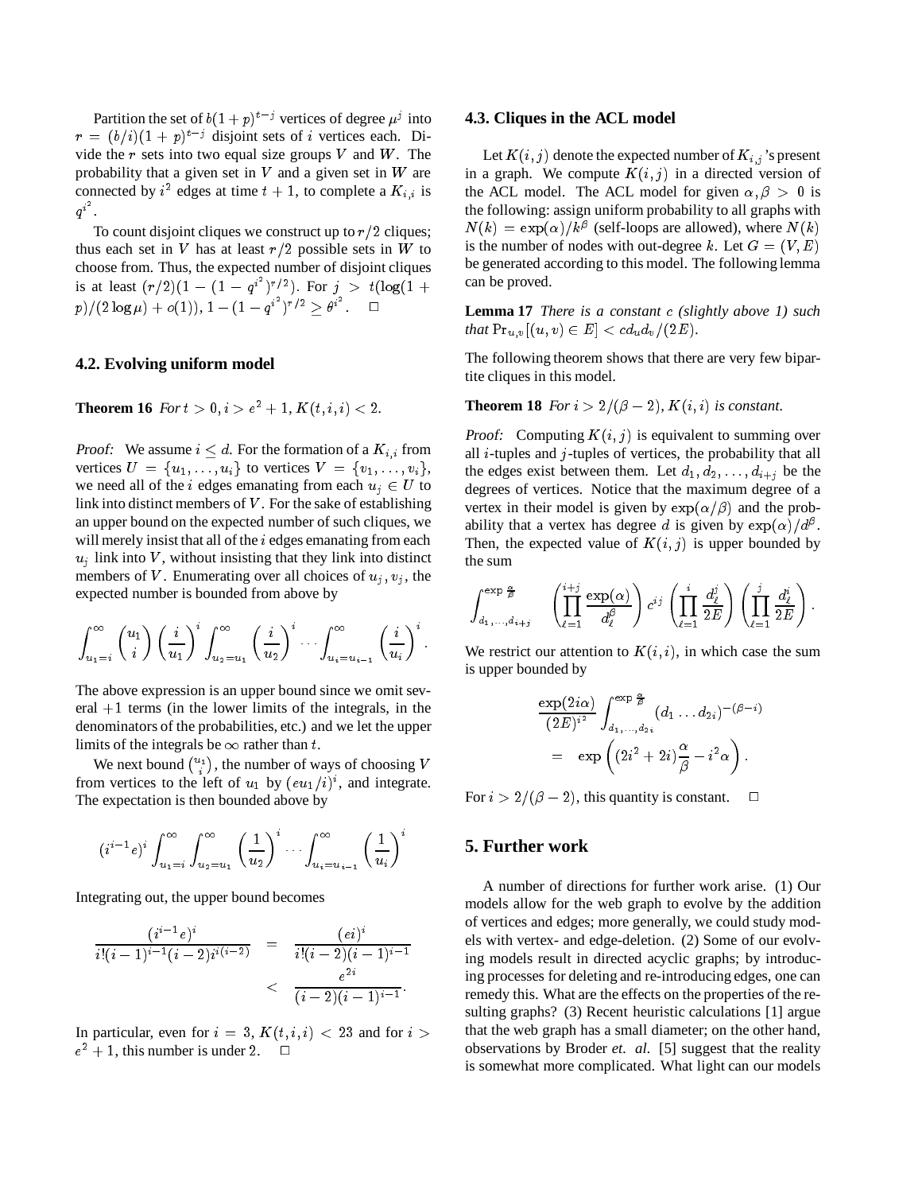Partition the set of $b(1+p)^{t-j}$ vertices of degree $\mu^j$ into $r = (b/i)(1+p)^{t-j}$ disjoint sets of $i$ vertices each. Divide the $r$ sets into two equal size groups $V$ and $W$. The probability that a given set in $V$ and a given set in $W$ are connected by $i^2$ edges at time $t+1$, to complete a $K_{i,i}$ is $q^{i^2}$.

To count disjoint cliques we construct up to $r/2$ cliques; thus each set in $V$ has at least $r/2$ possible sets in $W$ to choose from. Thus, the expected number of disjoint cliques is at least $(r/2)(1-(1-q^{i^2})^{r/2})$. For $j > t(\log(1+p)/(2\log\mu) + o(1))$, $1-(1-q^{i^2})^{r/2} \geq \theta^{i^2}$. $\square$

### 4.2. Evolving uniform model

**Theorem 16** *For $t > 0, i > e^2+1, K(t,i,i) < 2$.*

*Proof:* We assume $i \leq d$. For the formation of a $K_{i,i}$ from vertices $U = \{u_1, \ldots, u_i\}$ to vertices $V = \{v_1, \ldots, v_i\}$, we need all of the $i$ edges emanating from each $u_j \in U$ to link into distinct members of $V$. For the sake of establishing an upper bound on the expected number of such cliques, we will merely insist that all of the $i$ edges emanating from each $u_j$ link into $V$, without insisting that they link into distinct members of $V$. Enumerating over all choices of $u_j, v_j$, the expected number is bounded from above by

$$\int_{u_1=i}^{\infty} \binom{u_1}{i} \left(\frac{i}{u_1}\right)^i \int_{u_2=u_1}^{\infty} \left(\frac{i}{u_2}\right)^i \cdots \int_{u_i=u_{i-1}}^{\infty} \left(\frac{i}{u_i}\right)^i.$$

The above expression is an upper bound since we omit several $+1$ terms (in the lower limits of the integrals, in the denominators of the probabilities, etc.) and we let the upper limits of the integrals be $\infty$ rather than $t$.

We next bound $\binom{u_1}{i}$, the number of ways of choosing $V$ from vertices to the left of $u_1$ by $(eu_1/i)^i$, and integrate. The expectation is then bounded above by

$$(i^{i-1}e)^i \int_{u_1=i}^{\infty} \int_{u_2=u_1}^{\infty} \left(\frac{1}{u_2}\right)^i \cdots \int_{u_i=u_{i-1}}^{\infty} \left(\frac{1}{u_i}\right)^i$$

Integrating out, the upper bound becomes

$$\begin{aligned} \frac{(i^{i-1}e)^i}{i!(i-1)^{i-1}(i-2)i^{i(i-2)}} &= \frac{(ei)^i}{i!(i-2)(i-1)^{i-1}} \\ &< \frac{e^{2i}}{(i-2)(i-1)^{i-1}}. \end{aligned}$$

In particular, even for $i = 3$, $K(t,i,i) < 23$ and for $i > e^2+1$, this number is under 2. $\square$

### 4.3. Cliques in the ACL model

Let $K(i,j)$ denote the expected number of $K_{i,j}$'s present in a graph. We compute $K(i,j)$ in a directed version of the ACL model. The ACL model for given $\alpha, \beta > 0$ is the following: assign uniform probability to all graphs with $N(k) = \exp(\alpha)/k^{\beta}$ (self-loops are allowed), where $N(k)$ is the number of nodes with out-degree $k$. Let $G = (V, E)$ be generated according to this model. The following lemma can be proved.

**Lemma 17** *There is a constant $c$ (slightly above 1) such that $\Pr_{u,v}[(u,v) \in E] < cd_u d_v/(2E)$.*

The following theorem shows that there are very few bipartite cliques in this model.

**Theorem 18** *For $i > 2/(\beta-2)$, $K(i,i)$ is constant.*

*Proof:* Computing $K(i,j)$ is equivalent to summing over all $i$-tuples and $j$-tuples of vertices, the probability that all the edges exist between them. Let $d_1, d_2, \ldots, d_{i+j}$ be the degrees of vertices. Notice that the maximum degree of a vertex in their model is given by $\exp(\alpha/\beta)$ and the probability that a vertex has degree $d$ is given by $\exp(\alpha)/d^{\beta}$. Then, the expected value of $K(i,j)$ is upper bounded by the sum

$$\int_{d_1,\ldots,d_{i+j}}^{\exp\frac{\alpha}{\beta}} \left(\prod_{\ell=1}^{i+j} \frac{\exp(\alpha)}{d_\ell^{\beta}}\right) c^{ij} \left(\prod_{\ell=1}^{i} \frac{d_\ell^j}{2E}\right) \left(\prod_{\ell=1}^{j} \frac{d_\ell^i}{2E}\right).$$

We restrict our attention to $K(i,i)$, in which case the sum is upper bounded by

$$\begin{aligned} &\frac{\exp(2i\alpha)}{(2E)^{i^2}} \int_{d_1,\ldots,d_{2i}}^{\exp\frac{\alpha}{\beta}} (d_1 \ldots d_{2i})^{-(\beta-i)} \\ &= \exp\left((2i^2+2i)\frac{\alpha}{\beta} - i^2\alpha\right). \end{aligned}$$

For $i > 2/(\beta-2)$, this quantity is constant. $\square$

## 5. Further work

A number of directions for further work arise. (1) Our models allow for the web graph to evolve by the addition of vertices and edges; more generally, we could study models with vertex- and edge-deletion. (2) Some of our evolving models result in directed acyclic graphs; by introducing processes for deleting and re-introducing edges, one can remedy this. What are the effects on the properties of the resulting graphs? (3) Recent heuristic calculations [1] argue that the web graph has a small diameter; on the other hand, observations by Broder *et. al.* [5] suggest that the reality is somewhat more complicated. What light can our models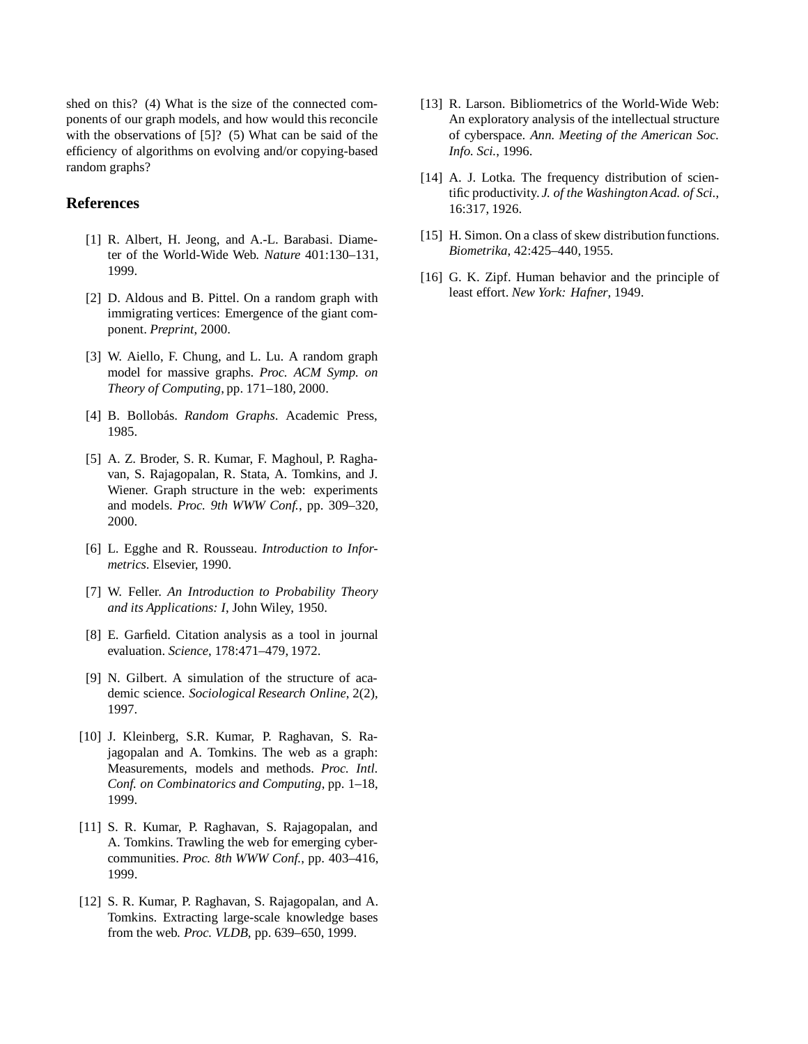shed on this? (4) What is the size of the connected components of our graph models, and how would this reconcile with the observations of [5]? (5) What can be said of the efficiency of algorithms on evolving and/or copying-based random graphs?

## References

[1] R. Albert, H. Jeong, and A.-L. Barabasi. Diameter of the World-Wide Web. *Nature* 401:130–131, 1999.

[2] D. Aldous and B. Pittel. On a random graph with immigrating vertices: Emergence of the giant component. *Preprint*, 2000.

[3] W. Aiello, F. Chung, and L. Lu. A random graph model for massive graphs. *Proc. ACM Symp. on Theory of Computing*, pp. 171–180, 2000.

[4] B. Bollobás. *Random Graphs*. Academic Press, 1985.

[5] A. Z. Broder, S. R. Kumar, F. Maghoul, P. Raghavan, S. Rajagopalan, R. Stata, A. Tomkins, and J. Wiener. Graph structure in the web: experiments and models. *Proc. 9th WWW Conf.*, pp. 309–320, 2000.

[6] L. Egghe and R. Rousseau. *Introduction to Informetrics*. Elsevier, 1990.

[7] W. Feller. *An Introduction to Probability Theory and its Applications: I*, John Wiley, 1950.

[8] E. Garfield. Citation analysis as a tool in journal evaluation. *Science*, 178:471–479, 1972.

[9] N. Gilbert. A simulation of the structure of academic science. *Sociological Research Online*, 2(2), 1997.

[10] J. Kleinberg, S.R. Kumar, P. Raghavan, S. Rajagopalan and A. Tomkins. The web as a graph: Measurements, models and methods. *Proc. Intl. Conf. on Combinatorics and Computing*, pp. 1–18, 1999.

[11] S. R. Kumar, P. Raghavan, S. Rajagopalan, and A. Tomkins. Trawling the web for emerging cyber-communities. *Proc. 8th WWW Conf.*, pp. 403–416, 1999.

[12] S. R. Kumar, P. Raghavan, S. Rajagopalan, and A. Tomkins. Extracting large-scale knowledge bases from the web. *Proc. VLDB*, pp. 639–650, 1999.

[13] R. Larson. Bibliometrics of the World-Wide Web: An exploratory analysis of the intellectual structure of cyberspace. *Ann. Meeting of the American Soc. Info. Sci.*, 1996.

[14] A. J. Lotka. The frequency distribution of scientific productivity. *J. of the Washington Acad. of Sci.*, 16:317, 1926.

[15] H. Simon. On a class of skew distribution functions. *Biometrika*, 42:425–440, 1955.

[16] G. K. Zipf. Human behavior and the principle of least effort. *New York: Hafner*, 1949.